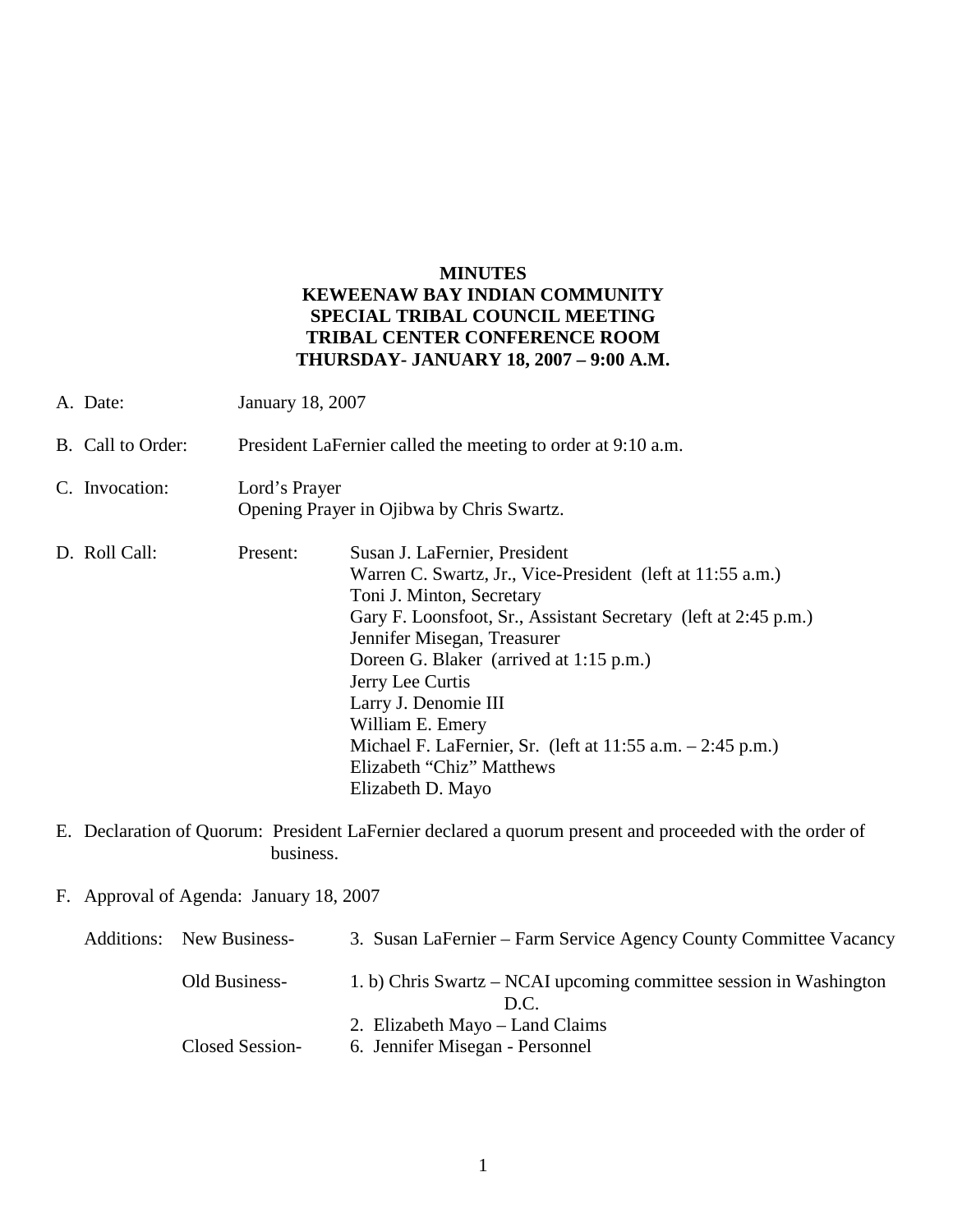**MINUTES**
**KEWEENAW BAY INDIAN COMMUNITY**
**SPECIAL TRIBAL COUNCIL MEETING**
**TRIBAL CENTER CONFERENCE ROOM**
**THURSDAY- JANUARY 18, 2007 – 9:00 A.M.**

A. Date: January 18, 2007

B. Call to Order: President LaFernier called the meeting to order at 9:10 a.m.

C. Invocation: Lord's Prayer
Opening Prayer in Ojibwa by Chris Swartz.

D. Roll Call: Present:
- Susan J. LaFernier, President
- Warren C. Swartz, Jr., Vice-President (left at 11:55 a.m.)
- Toni J. Minton, Secretary
- Gary F. Loonsfoot, Sr., Assistant Secretary (left at 2:45 p.m.)
- Jennifer Misegan, Treasurer
- Doreen G. Blaker (arrived at 1:15 p.m.)
- Jerry Lee Curtis
- Larry J. Denomie III
- William E. Emery
- Michael F. LaFernier, Sr. (left at 11:55 a.m. – 2:45 p.m.)
- Elizabeth "Chiz" Matthews
- Elizabeth D. Mayo

E. Declaration of Quorum: President LaFernier declared a quorum present and proceeded with the order of business.

F. Approval of Agenda: January 18, 2007

Additions:

New Business-
3. Susan LaFernier – Farm Service Agency County Committee Vacancy

Old Business-
1. b) Chris Swartz – NCAI upcoming committee session in Washington D.C.
2. Elizabeth Mayo – Land Claims

Closed Session-
6. Jennifer Misegan - Personnel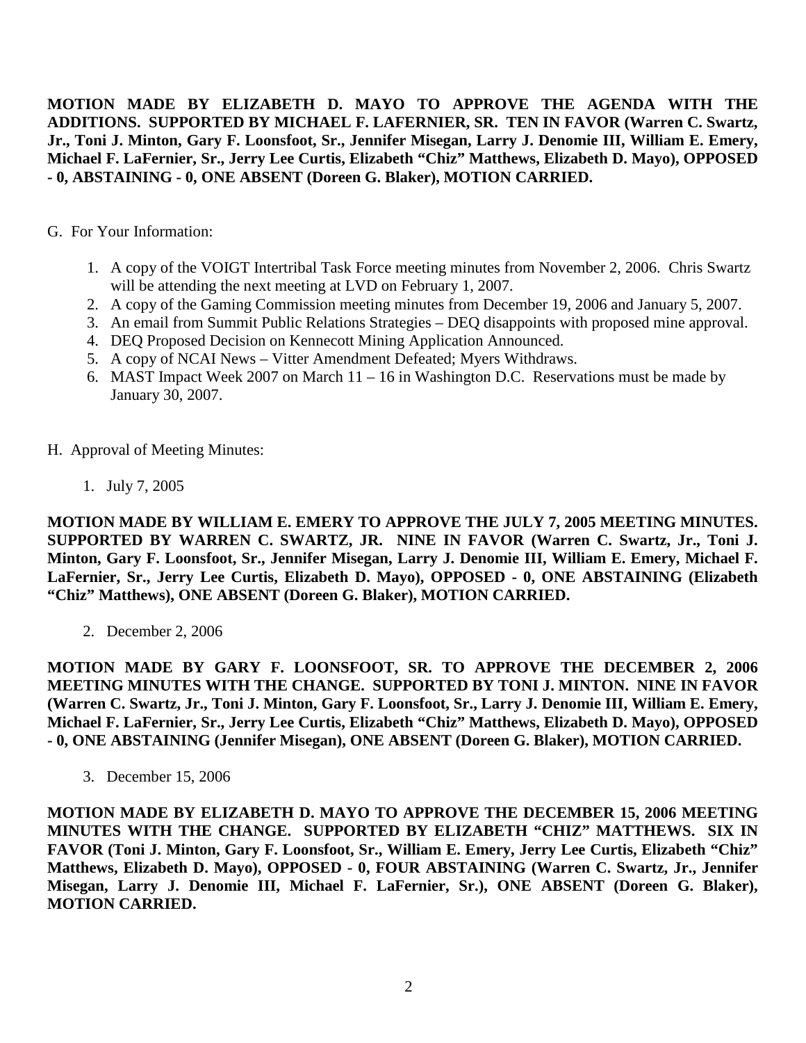**MOTION MADE BY ELIZABETH D. MAYO TO APPROVE THE AGENDA WITH THE ADDITIONS. SUPPORTED BY MICHAEL F. LAFERNIER, SR. TEN IN FAVOR (Warren C. Swartz, Jr., Toni J. Minton, Gary F. Loonsfoot, Sr., Jennifer Misegan, Larry J. Denomie III, William E. Emery, Michael F. LaFernier, Sr., Jerry Lee Curtis, Elizabeth "Chiz" Matthews, Elizabeth D. Mayo), OPPOSED - 0, ABSTAINING - 0, ONE ABSENT (Doreen G. Blaker), MOTION CARRIED.**

G. For Your Information:

1. A copy of the VOIGT Intertribal Task Force meeting minutes from November 2, 2006. Chris Swartz will be attending the next meeting at LVD on February 1, 2007.
2. A copy of the Gaming Commission meeting minutes from December 19, 2006 and January 5, 2007.
3. An email from Summit Public Relations Strategies – DEQ disappoints with proposed mine approval.
4. DEQ Proposed Decision on Kennecott Mining Application Announced.
5. A copy of NCAI News – Vitter Amendment Defeated; Myers Withdraws.
6. MAST Impact Week 2007 on March 11 – 16 in Washington D.C. Reservations must be made by January 30, 2007.

H. Approval of Meeting Minutes:

1. July 7, 2005

**MOTION MADE BY WILLIAM E. EMERY TO APPROVE THE JULY 7, 2005 MEETING MINUTES. SUPPORTED BY WARREN C. SWARTZ, JR. NINE IN FAVOR (Warren C. Swartz, Jr., Toni J. Minton, Gary F. Loonsfoot, Sr., Jennifer Misegan, Larry J. Denomie III, William E. Emery, Michael F. LaFernier, Sr., Jerry Lee Curtis, Elizabeth D. Mayo), OPPOSED - 0, ONE ABSTAINING (Elizabeth "Chiz" Matthews), ONE ABSENT (Doreen G. Blaker), MOTION CARRIED.**

2. December 2, 2006

**MOTION MADE BY GARY F. LOONSFOOT, SR. TO APPROVE THE DECEMBER 2, 2006 MEETING MINUTES WITH THE CHANGE. SUPPORTED BY TONI J. MINTON. NINE IN FAVOR (Warren C. Swartz, Jr., Toni J. Minton, Gary F. Loonsfoot, Sr., Larry J. Denomie III, William E. Emery, Michael F. LaFernier, Sr., Jerry Lee Curtis, Elizabeth "Chiz" Matthews, Elizabeth D. Mayo), OPPOSED - 0, ONE ABSTAINING (Jennifer Misegan), ONE ABSENT (Doreen G. Blaker), MOTION CARRIED.**

3. December 15, 2006

**MOTION MADE BY ELIZABETH D. MAYO TO APPROVE THE DECEMBER 15, 2006 MEETING MINUTES WITH THE CHANGE. SUPPORTED BY ELIZABETH "CHIZ" MATTHEWS. SIX IN FAVOR (Toni J. Minton, Gary F. Loonsfoot, Sr., William E. Emery, Jerry Lee Curtis, Elizabeth "Chiz" Matthews, Elizabeth D. Mayo), OPPOSED - 0, FOUR ABSTAINING (Warren C. Swartz, Jr., Jennifer Misegan, Larry J. Denomie III, Michael F. LaFernier, Sr.), ONE ABSENT (Doreen G. Blaker), MOTION CARRIED.**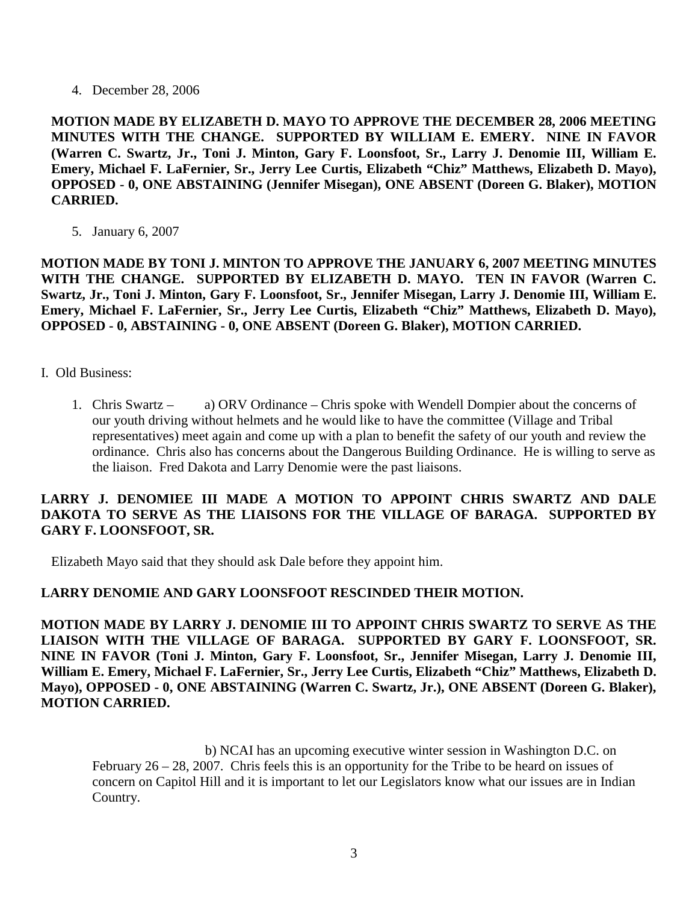4. December 28, 2006

**MOTION MADE BY ELIZABETH D. MAYO TO APPROVE THE DECEMBER 28, 2006 MEETING MINUTES WITH THE CHANGE. SUPPORTED BY WILLIAM E. EMERY. NINE IN FAVOR (Warren C. Swartz, Jr., Toni J. Minton, Gary F. Loonsfoot, Sr., Larry J. Denomie III, William E. Emery, Michael F. LaFernier, Sr., Jerry Lee Curtis, Elizabeth "Chiz" Matthews, Elizabeth D. Mayo), OPPOSED - 0, ONE ABSTAINING (Jennifer Misegan), ONE ABSENT (Doreen G. Blaker), MOTION CARRIED.**

5. January 6, 2007

**MOTION MADE BY TONI J. MINTON TO APPROVE THE JANUARY 6, 2007 MEETING MINUTES WITH THE CHANGE. SUPPORTED BY ELIZABETH D. MAYO. TEN IN FAVOR (Warren C. Swartz, Jr., Toni J. Minton, Gary F. Loonsfoot, Sr., Jennifer Misegan, Larry J. Denomie III, William E. Emery, Michael F. LaFernier, Sr., Jerry Lee Curtis, Elizabeth "Chiz" Matthews, Elizabeth D. Mayo), OPPOSED - 0, ABSTAINING - 0, ONE ABSENT (Doreen G. Blaker), MOTION CARRIED.**

I. Old Business:

1. Chris Swartz – a) ORV Ordinance – Chris spoke with Wendell Dompier about the concerns of our youth driving without helmets and he would like to have the committee (Village and Tribal representatives) meet again and come up with a plan to benefit the safety of our youth and review the ordinance. Chris also has concerns about the Dangerous Building Ordinance. He is willing to serve as the liaison. Fred Dakota and Larry Denomie were the past liaisons.

**LARRY J. DENOMIEE III MADE A MOTION TO APPOINT CHRIS SWARTZ AND DALE DAKOTA TO SERVE AS THE LIAISONS FOR THE VILLAGE OF BARAGA. SUPPORTED BY GARY F. LOONSFOOT, SR.**

Elizabeth Mayo said that they should ask Dale before they appoint him.

**LARRY DENOMIE AND GARY LOONSFOOT RESCINDED THEIR MOTION.**

**MOTION MADE BY LARRY J. DENOMIE III TO APPOINT CHRIS SWARTZ TO SERVE AS THE LIAISON WITH THE VILLAGE OF BARAGA. SUPPORTED BY GARY F. LOONSFOOT, SR. NINE IN FAVOR (Toni J. Minton, Gary F. Loonsfoot, Sr., Jennifer Misegan, Larry J. Denomie III, William E. Emery, Michael F. LaFernier, Sr., Jerry Lee Curtis, Elizabeth "Chiz" Matthews, Elizabeth D. Mayo), OPPOSED - 0, ONE ABSTAINING (Warren C. Swartz, Jr.), ONE ABSENT (Doreen G. Blaker), MOTION CARRIED.**

b) NCAI has an upcoming executive winter session in Washington D.C. on February 26 – 28, 2007. Chris feels this is an opportunity for the Tribe to be heard on issues of concern on Capitol Hill and it is important to let our Legislators know what our issues are in Indian Country.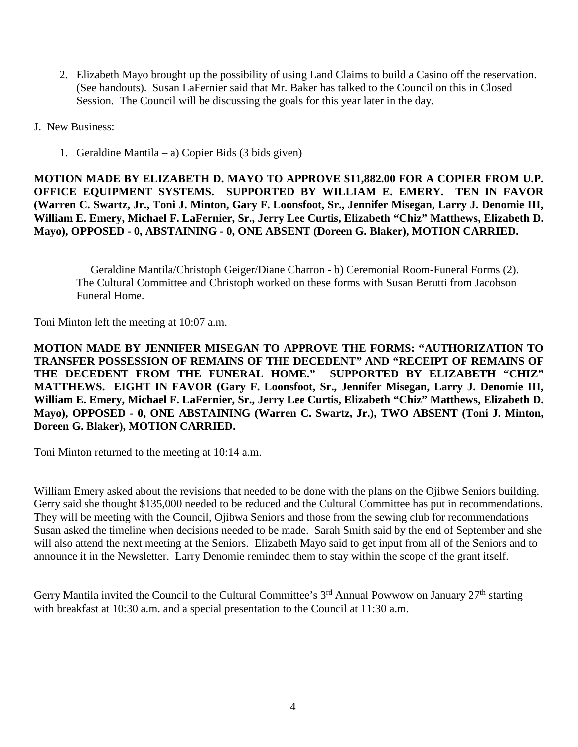2. Elizabeth Mayo brought up the possibility of using Land Claims to build a Casino off the reservation. (See handouts). Susan LaFernier said that Mr. Baker has talked to the Council on this in Closed Session. The Council will be discussing the goals for this year later in the day.

J. New Business:

1. Geraldine Mantila – a) Copier Bids (3 bids given)

**MOTION MADE BY ELIZABETH D. MAYO TO APPROVE $11,882.00 FOR A COPIER FROM U.P. OFFICE EQUIPMENT SYSTEMS. SUPPORTED BY WILLIAM E. EMERY. TEN IN FAVOR (Warren C. Swartz, Jr., Toni J. Minton, Gary F. Loonsfoot, Sr., Jennifer Misegan, Larry J. Denomie III, William E. Emery, Michael F. LaFernier, Sr., Jerry Lee Curtis, Elizabeth "Chiz" Matthews, Elizabeth D. Mayo), OPPOSED - 0, ABSTAINING - 0, ONE ABSENT (Doreen G. Blaker), MOTION CARRIED.**

Geraldine Mantila/Christoph Geiger/Diane Charron - b) Ceremonial Room-Funeral Forms (2). The Cultural Committee and Christoph worked on these forms with Susan Berutti from Jacobson Funeral Home.

Toni Minton left the meeting at 10:07 a.m.

**MOTION MADE BY JENNIFER MISEGAN TO APPROVE THE FORMS: "AUTHORIZATION TO TRANSFER POSSESSION OF REMAINS OF THE DECEDENT" AND "RECEIPT OF REMAINS OF THE DECEDENT FROM THE FUNERAL HOME." SUPPORTED BY ELIZABETH "CHIZ" MATTHEWS. EIGHT IN FAVOR (Gary F. Loonsfoot, Sr., Jennifer Misegan, Larry J. Denomie III, William E. Emery, Michael F. LaFernier, Sr., Jerry Lee Curtis, Elizabeth "Chiz" Matthews, Elizabeth D. Mayo), OPPOSED - 0, ONE ABSTAINING (Warren C. Swartz, Jr.), TWO ABSENT (Toni J. Minton, Doreen G. Blaker), MOTION CARRIED.**

Toni Minton returned to the meeting at 10:14 a.m.

William Emery asked about the revisions that needed to be done with the plans on the Ojibwe Seniors building. Gerry said she thought $135,000 needed to be reduced and the Cultural Committee has put in recommendations. They will be meeting with the Council, Ojibwa Seniors and those from the sewing club for recommendations Susan asked the timeline when decisions needed to be made. Sarah Smith said by the end of September and she will also attend the next meeting at the Seniors. Elizabeth Mayo said to get input from all of the Seniors and to announce it in the Newsletter. Larry Denomie reminded them to stay within the scope of the grant itself.

Gerry Mantila invited the Council to the Cultural Committee's 3rd Annual Powwow on January 27th starting with breakfast at 10:30 a.m. and a special presentation to the Council at 11:30 a.m.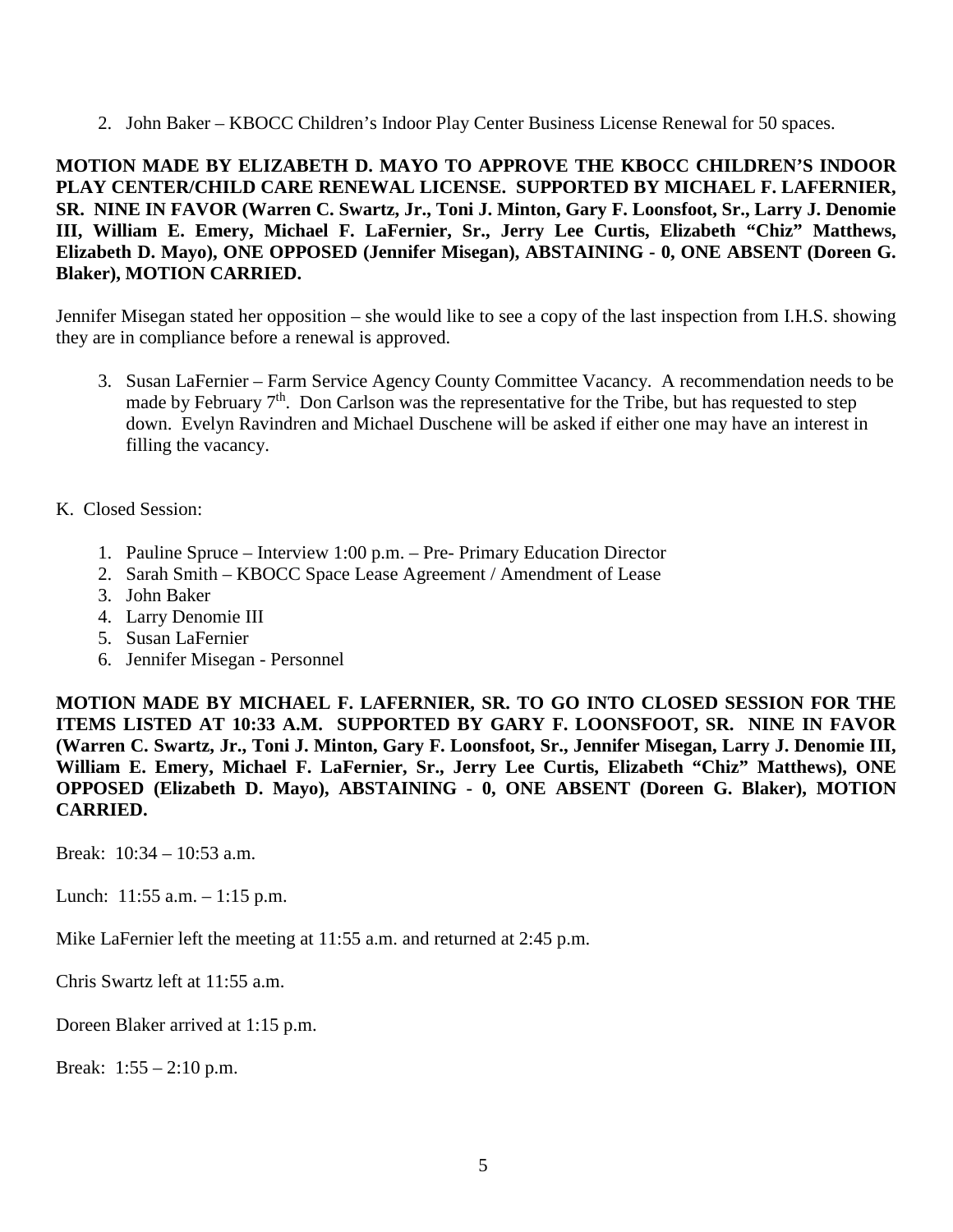2. John Baker – KBOCC Children's Indoor Play Center Business License Renewal for 50 spaces.

**MOTION MADE BY ELIZABETH D. MAYO TO APPROVE THE KBOCC CHILDREN'S INDOOR PLAY CENTER/CHILD CARE RENEWAL LICENSE. SUPPORTED BY MICHAEL F. LAFERNIER, SR. NINE IN FAVOR (Warren C. Swartz, Jr., Toni J. Minton, Gary F. Loonsfoot, Sr., Larry J. Denomie III, William E. Emery, Michael F. LaFernier, Sr., Jerry Lee Curtis, Elizabeth "Chiz" Matthews, Elizabeth D. Mayo), ONE OPPOSED (Jennifer Misegan), ABSTAINING - 0, ONE ABSENT (Doreen G. Blaker), MOTION CARRIED.**

Jennifer Misegan stated her opposition – she would like to see a copy of the last inspection from I.H.S. showing they are in compliance before a renewal is approved.

3. Susan LaFernier – Farm Service Agency County Committee Vacancy. A recommendation needs to be made by February 7th. Don Carlson was the representative for the Tribe, but has requested to step down. Evelyn Ravindren and Michael Duschene will be asked if either one may have an interest in filling the vacancy.

K. Closed Session:

1. Pauline Spruce – Interview 1:00 p.m. – Pre- Primary Education Director
2. Sarah Smith – KBOCC Space Lease Agreement / Amendment of Lease
3. John Baker
4. Larry Denomie III
5. Susan LaFernier
6. Jennifer Misegan - Personnel

**MOTION MADE BY MICHAEL F. LAFERNIER, SR. TO GO INTO CLOSED SESSION FOR THE ITEMS LISTED AT 10:33 A.M. SUPPORTED BY GARY F. LOONSFOOT, SR. NINE IN FAVOR (Warren C. Swartz, Jr., Toni J. Minton, Gary F. Loonsfoot, Sr., Jennifer Misegan, Larry J. Denomie III, William E. Emery, Michael F. LaFernier, Sr., Jerry Lee Curtis, Elizabeth "Chiz" Matthews), ONE OPPOSED (Elizabeth D. Mayo), ABSTAINING - 0, ONE ABSENT (Doreen G. Blaker), MOTION CARRIED.**

Break: 10:34 – 10:53 a.m.

Lunch: 11:55 a.m. – 1:15 p.m.

Mike LaFernier left the meeting at 11:55 a.m. and returned at 2:45 p.m.

Chris Swartz left at 11:55 a.m.

Doreen Blaker arrived at 1:15 p.m.

Break: 1:55 – 2:10 p.m.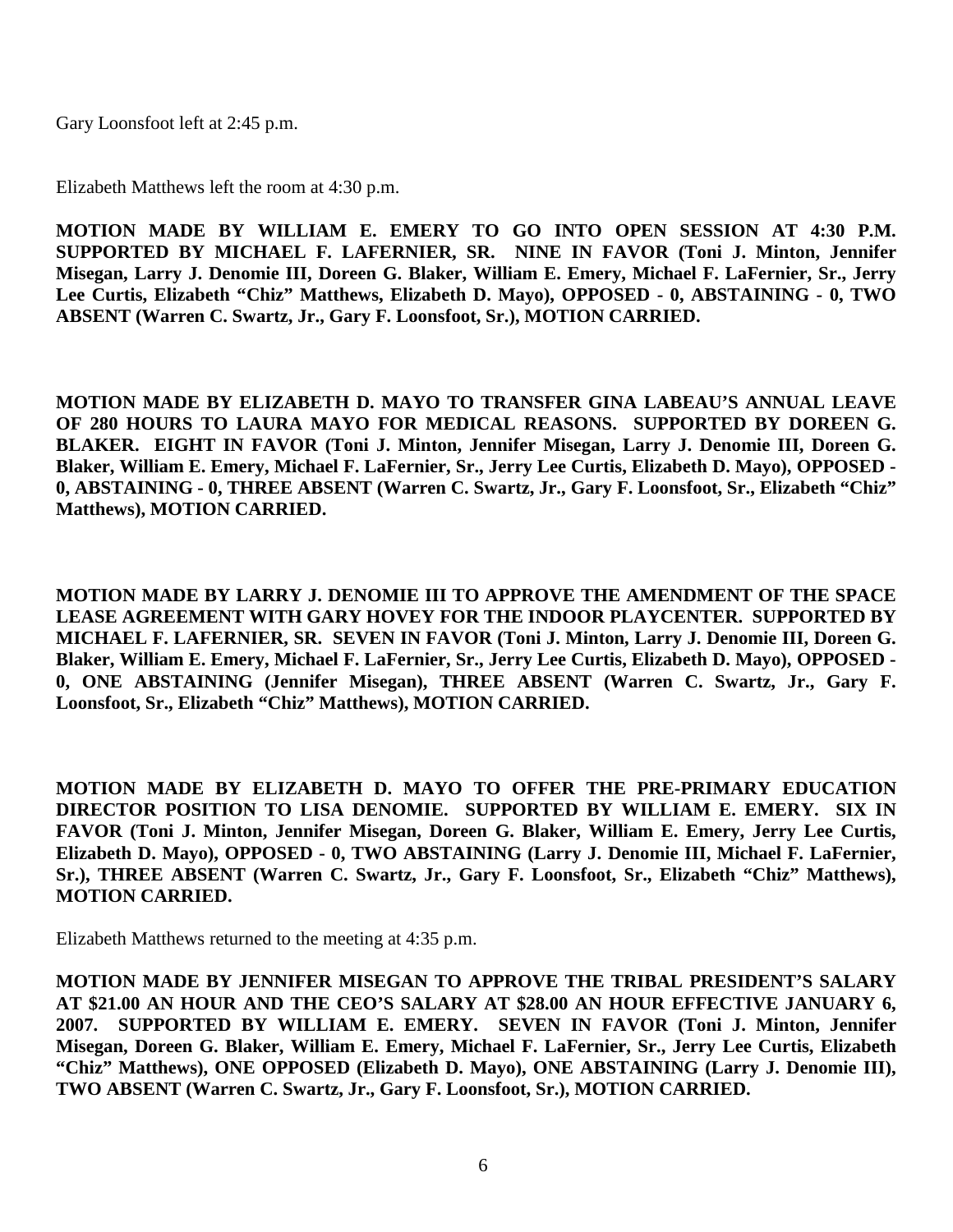Gary Loonsfoot left at 2:45 p.m.

Elizabeth Matthews left the room at 4:30 p.m.

**MOTION MADE BY WILLIAM E. EMERY TO GO INTO OPEN SESSION AT 4:30 P.M. SUPPORTED BY MICHAEL F. LAFERNIER, SR. NINE IN FAVOR (Toni J. Minton, Jennifer Misegan, Larry J. Denomie III, Doreen G. Blaker, William E. Emery, Michael F. LaFernier, Sr., Jerry Lee Curtis, Elizabeth "Chiz" Matthews, Elizabeth D. Mayo), OPPOSED - 0, ABSTAINING - 0, TWO ABSENT (Warren C. Swartz, Jr., Gary F. Loonsfoot, Sr.), MOTION CARRIED.**

**MOTION MADE BY ELIZABETH D. MAYO TO TRANSFER GINA LABEAU'S ANNUAL LEAVE OF 280 HOURS TO LAURA MAYO FOR MEDICAL REASONS. SUPPORTED BY DOREEN G. BLAKER. EIGHT IN FAVOR (Toni J. Minton, Jennifer Misegan, Larry J. Denomie III, Doreen G. Blaker, William E. Emery, Michael F. LaFernier, Sr., Jerry Lee Curtis, Elizabeth D. Mayo), OPPOSED - 0, ABSTAINING - 0, THREE ABSENT (Warren C. Swartz, Jr., Gary F. Loonsfoot, Sr., Elizabeth "Chiz" Matthews), MOTION CARRIED.**

**MOTION MADE BY LARRY J. DENOMIE III TO APPROVE THE AMENDMENT OF THE SPACE LEASE AGREEMENT WITH GARY HOVEY FOR THE INDOOR PLAYCENTER. SUPPORTED BY MICHAEL F. LAFERNIER, SR. SEVEN IN FAVOR (Toni J. Minton, Larry J. Denomie III, Doreen G. Blaker, William E. Emery, Michael F. LaFernier, Sr., Jerry Lee Curtis, Elizabeth D. Mayo), OPPOSED - 0, ONE ABSTAINING (Jennifer Misegan), THREE ABSENT (Warren C. Swartz, Jr., Gary F. Loonsfoot, Sr., Elizabeth "Chiz" Matthews), MOTION CARRIED.**

**MOTION MADE BY ELIZABETH D. MAYO TO OFFER THE PRE-PRIMARY EDUCATION DIRECTOR POSITION TO LISA DENOMIE. SUPPORTED BY WILLIAM E. EMERY. SIX IN FAVOR (Toni J. Minton, Jennifer Misegan, Doreen G. Blaker, William E. Emery, Jerry Lee Curtis, Elizabeth D. Mayo), OPPOSED - 0, TWO ABSTAINING (Larry J. Denomie III, Michael F. LaFernier, Sr.), THREE ABSENT (Warren C. Swartz, Jr., Gary F. Loonsfoot, Sr., Elizabeth "Chiz" Matthews), MOTION CARRIED.**

Elizabeth Matthews returned to the meeting at 4:35 p.m.

**MOTION MADE BY JENNIFER MISEGAN TO APPROVE THE TRIBAL PRESIDENT'S SALARY AT $21.00 AN HOUR AND THE CEO'S SALARY AT $28.00 AN HOUR EFFECTIVE JANUARY 6, 2007. SUPPORTED BY WILLIAM E. EMERY. SEVEN IN FAVOR (Toni J. Minton, Jennifer Misegan, Doreen G. Blaker, William E. Emery, Michael F. LaFernier, Sr., Jerry Lee Curtis, Elizabeth "Chiz" Matthews), ONE OPPOSED (Elizabeth D. Mayo), ONE ABSTAINING (Larry J. Denomie III), TWO ABSENT (Warren C. Swartz, Jr., Gary F. Loonsfoot, Sr.), MOTION CARRIED.**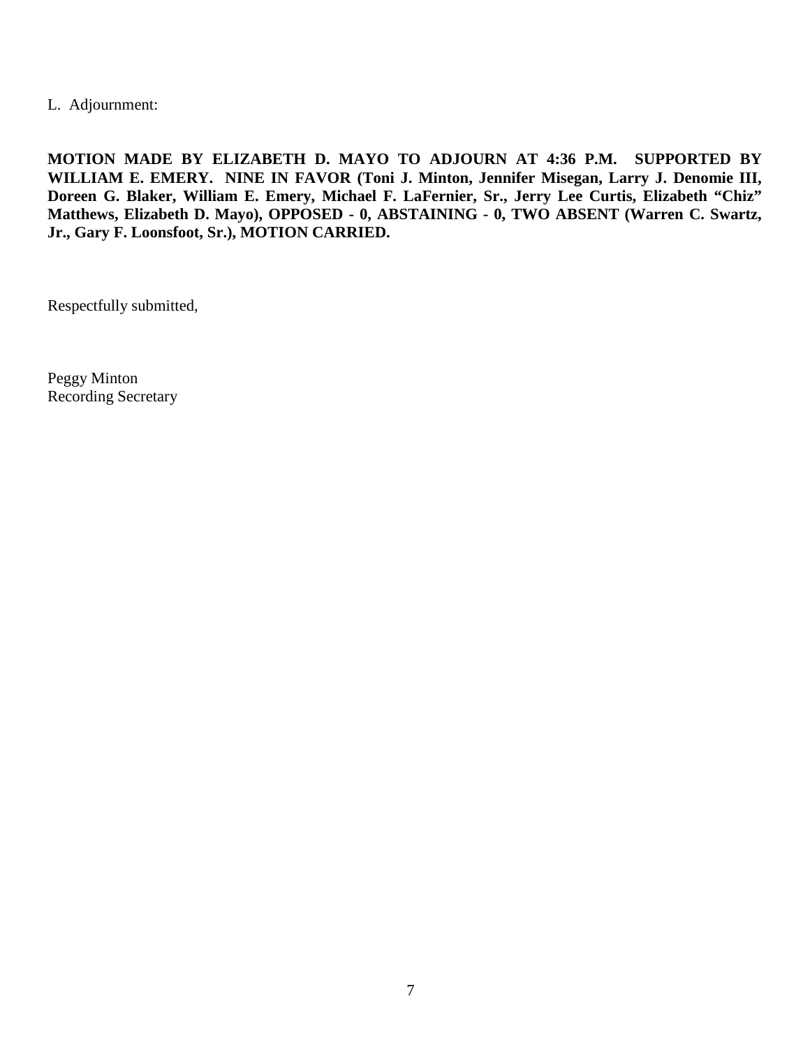L. Adjournment:

**MOTION MADE BY ELIZABETH D. MAYO TO ADJOURN AT 4:36 P.M. SUPPORTED BY WILLIAM E. EMERY. NINE IN FAVOR (Toni J. Minton, Jennifer Misegan, Larry J. Denomie III, Doreen G. Blaker, William E. Emery, Michael F. LaFernier, Sr., Jerry Lee Curtis, Elizabeth "Chiz" Matthews, Elizabeth D. Mayo), OPPOSED - 0, ABSTAINING - 0, TWO ABSENT (Warren C. Swartz, Jr., Gary F. Loonsfoot, Sr.), MOTION CARRIED.**

Respectfully submitted,

Peggy Minton
Recording Secretary